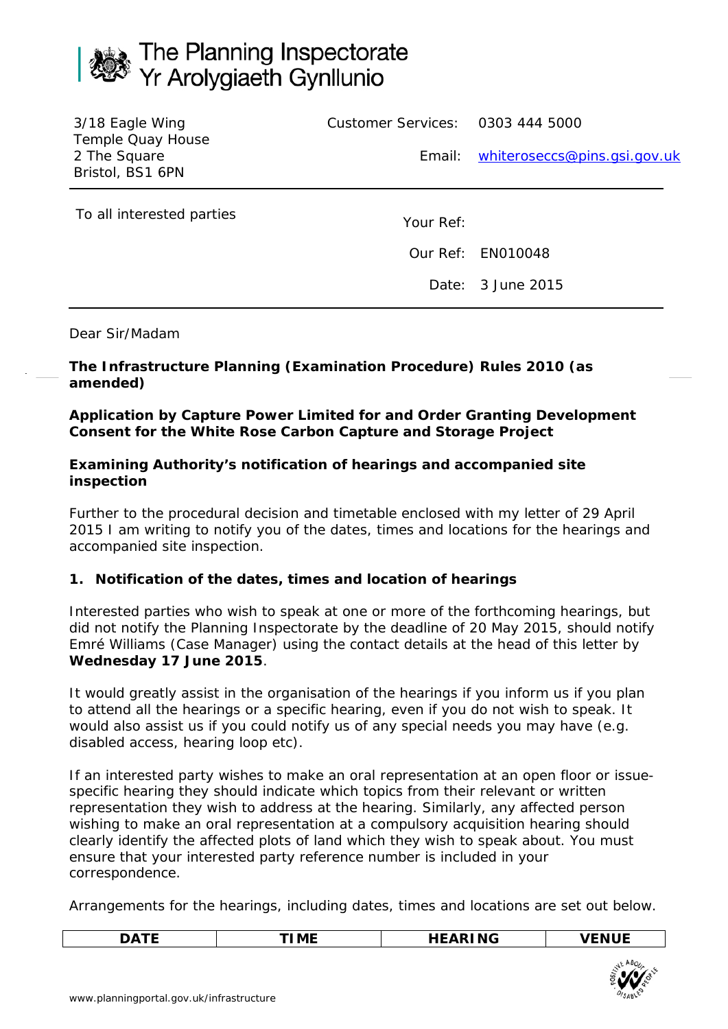# The Planning Inspectorate
# Yr Arolygiaeth Gynllunio

3/18 Eagle Wing
Temple Quay House
2 The Square
Bristol, BS1 6PN

Customer Services: 0303 444 5000

Email: whiteroseccs@pins.gsi.gov.uk

To all interested parties

Your Ref:

Our Ref: EN010048

Date: 3 June 2015

Dear Sir/Madam

**The Infrastructure Planning (Examination Procedure) Rules 2010 (as amended)**

**Application by Capture Power Limited for and Order Granting Development Consent for the White Rose Carbon Capture and Storage Project**

**Examining Authority's notification of hearings and accompanied site inspection**

Further to the procedural decision and timetable enclosed with my letter of 29 April 2015 I am writing to notify you of the dates, times and locations for the hearings and accompanied site inspection.

**1. Notification of the dates, times and location of hearings**

Interested parties who wish to speak at one or more of the forthcoming hearings, but did not notify the Planning Inspectorate by the deadline of 20 May 2015, should notify Emré Williams (Case Manager) using the contact details at the head of this letter by **Wednesday 17 June 2015**.

It would greatly assist in the organisation of the hearings if you inform us if you plan to attend all the hearings or a specific hearing, even if you do not wish to speak. It would also assist us if you could notify us of any special needs you may have (e.g. disabled access, hearing loop etc).

If an interested party wishes to make an oral representation at an open floor or issue-specific hearing they should indicate which topics from their relevant or written representation they wish to address at the hearing. Similarly, any affected person wishing to make an oral representation at a compulsory acquisition hearing should clearly identify the affected plots of land which they wish to speak about. You must ensure that your interested party reference number is included in your correspondence.

Arrangements for the hearings, including dates, times and locations are set out below.

| DATE | TIME | HEARING | VENUE |
|---|---|---|---|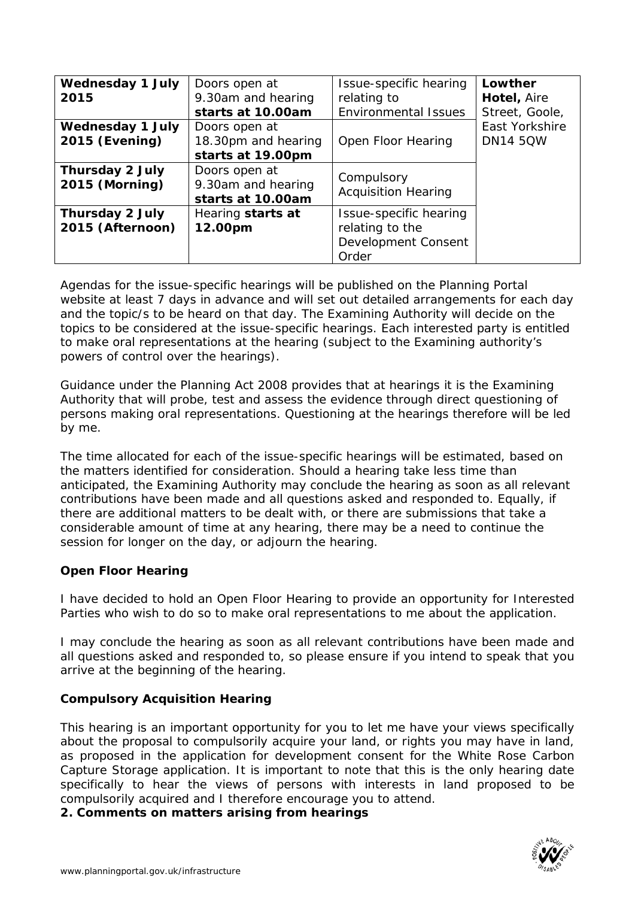| | | | |
|---|---|---|---|
| **Wednesday 1 July 2015** | Doors open at 9.30am and hearing **starts at 10.00am** | Issue-specific hearing relating to Environmental Issues | **Lowther Hotel,** Aire Street, Goole, East Yorkshire DN14 5QW |
| **Wednesday 1 July 2015 (Evening)** | Doors open at 18.30pm and hearing **starts at 19.00pm** | Open Floor Hearing | |
| **Thursday 2 July 2015 (Morning)** | Doors open at 9.30am and hearing **starts at 10.00am** | Compulsory Acquisition Hearing | |
| **Thursday 2 July 2015 (Afternoon)** | Hearing **starts at 12.00pm** | Issue-specific hearing relating to the Development Consent Order | |

Agendas for the issue-specific hearings will be published on the Planning Portal website at least 7 days in advance and will set out detailed arrangements for each day and the topic/s to be heard on that day. The Examining Authority will decide on the topics to be considered at the issue-specific hearings. Each interested party is entitled to make oral representations at the hearing (subject to the Examining authority's powers of control over the hearings).

Guidance under the Planning Act 2008 provides that at hearings it is the Examining Authority that will probe, test and assess the evidence through direct questioning of persons making oral representations. Questioning at the hearings therefore will be led by me.

The time allocated for each of the issue-specific hearings will be estimated, based on the matters identified for consideration. Should a hearing take less time than anticipated, the Examining Authority may conclude the hearing as soon as all relevant contributions have been made and all questions asked and responded to. Equally, if there are additional matters to be dealt with, or there are submissions that take a considerable amount of time at any hearing, there may be a need to continue the session for longer on the day, or adjourn the hearing.

**Open Floor Hearing**

I have decided to hold an Open Floor Hearing to provide an opportunity for Interested Parties who wish to do so to make oral representations to me about the application.

I may conclude the hearing as soon as all relevant contributions have been made and all questions asked and responded to, so please ensure if you intend to speak that you arrive at the beginning of the hearing.

**Compulsory Acquisition Hearing**

This hearing is an important opportunity for you to let me have your views specifically about the proposal to compulsorily acquire your land, or rights you may have in land, as proposed in the application for development consent for the White Rose Carbon Capture Storage application. It is important to note that this is the only hearing date specifically to hear the views of persons with interests in land proposed to be compulsorily acquired and I therefore encourage you to attend.

**2. Comments on matters arising from hearings**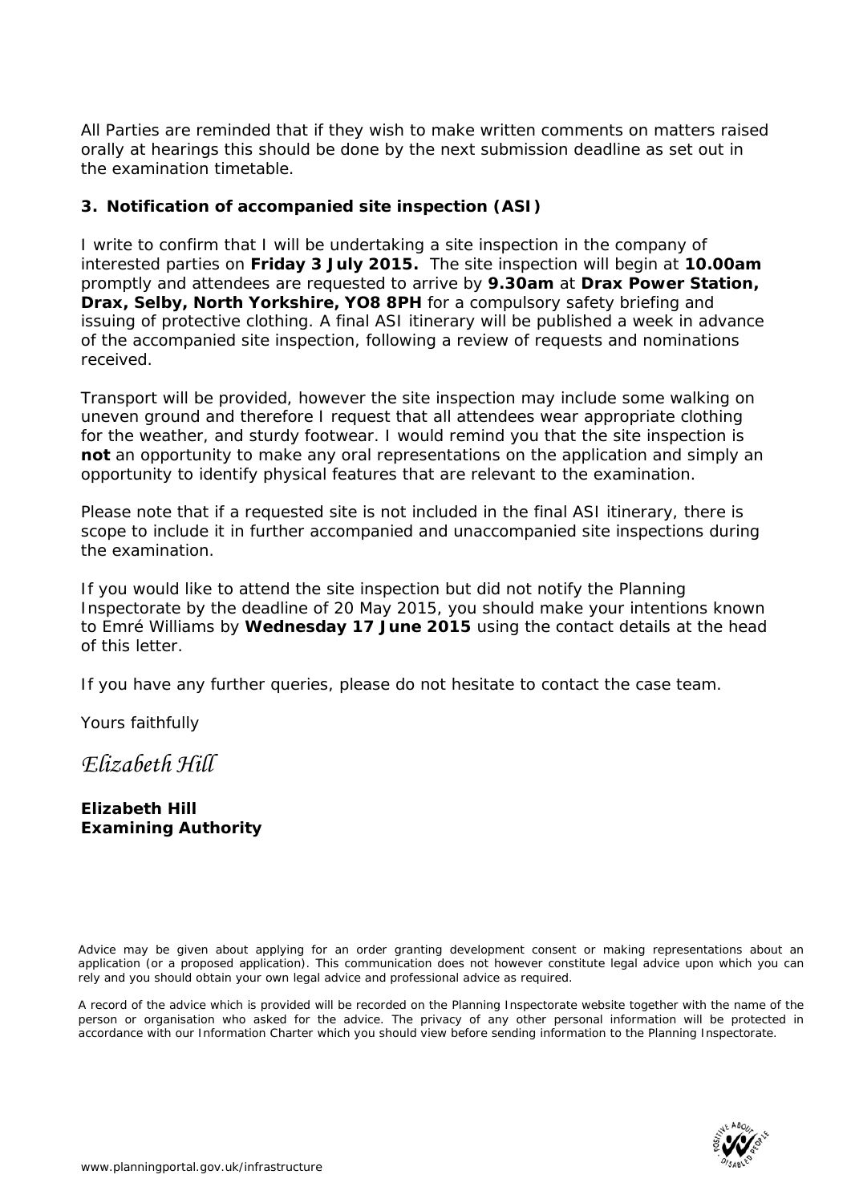All Parties are reminded that if they wish to make written comments on matters raised orally at hearings this should be done by the next submission deadline as set out in the examination timetable.

### 3. Notification of accompanied site inspection (ASI)

I write to confirm that I will be undertaking a site inspection in the company of interested parties on **Friday 3 July 2015.** The site inspection will begin at **10.00am** promptly and attendees are requested to arrive by **9.30am** at **Drax Power Station, Drax, Selby, North Yorkshire, YO8 8PH** for a compulsory safety briefing and issuing of protective clothing. A final ASI itinerary will be published a week in advance of the accompanied site inspection, following a review of requests and nominations received.

Transport will be provided, however the site inspection may include some walking on uneven ground and therefore I request that all attendees wear appropriate clothing for the weather, and sturdy footwear. I would remind you that the site inspection is **not** an opportunity to make any oral representations on the application and simply an opportunity to identify physical features that are relevant to the examination.

Please note that if a requested site is not included in the final ASI itinerary, there is scope to include it in further accompanied and unaccompanied site inspections during the examination.

If you would like to attend the site inspection but did not notify the Planning Inspectorate by the deadline of 20 May 2015, you should make your intentions known to Emré Williams by **Wednesday 17 June 2015** using the contact details at the head of this letter.

If you have any further queries, please do not hesitate to contact the case team.

Yours faithfully

*Elizabeth Hill*

**Elizabeth Hill**
**Examining Authority**

Advice may be given about applying for an order granting development consent or making representations about an application (or a proposed application). This communication does not however constitute legal advice upon which you can rely and you should obtain your own legal advice and professional advice as required.

A record of the advice which is provided will be recorded on the Planning Inspectorate website together with the name of the person or organisation who asked for the advice. The privacy of any other personal information will be protected in accordance with our Information Charter which you should view before sending information to the Planning Inspectorate.

www.planningportal.gov.uk/infrastructure